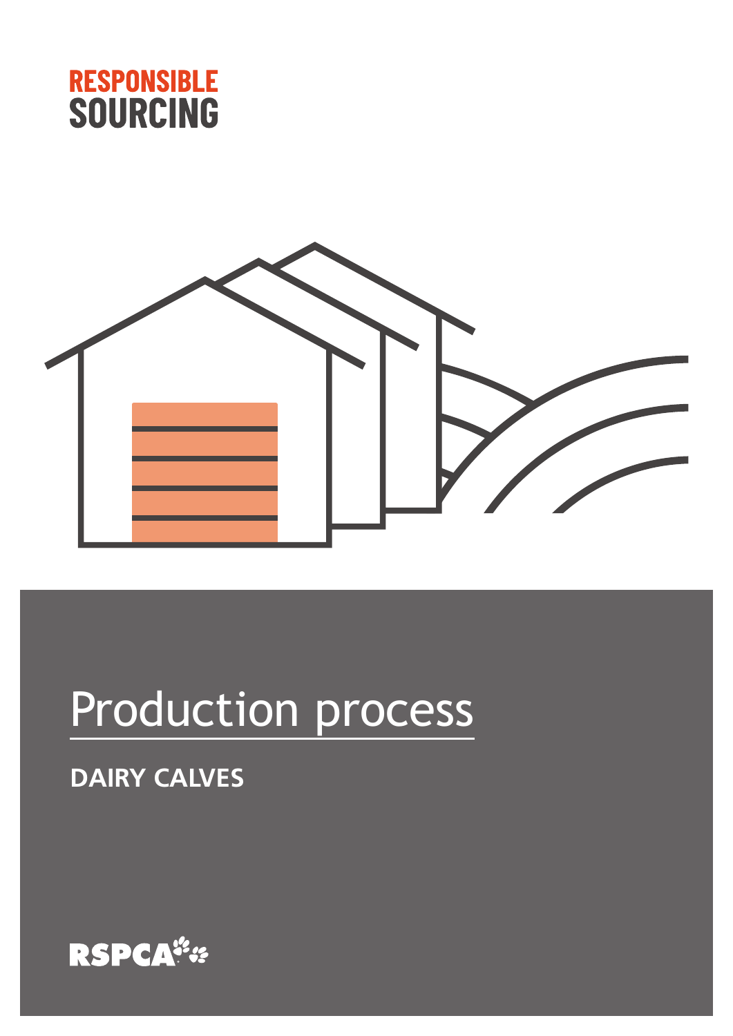RESPONSIBLE SOURCING

# Production process

## DAIRY CALVES

RSPCA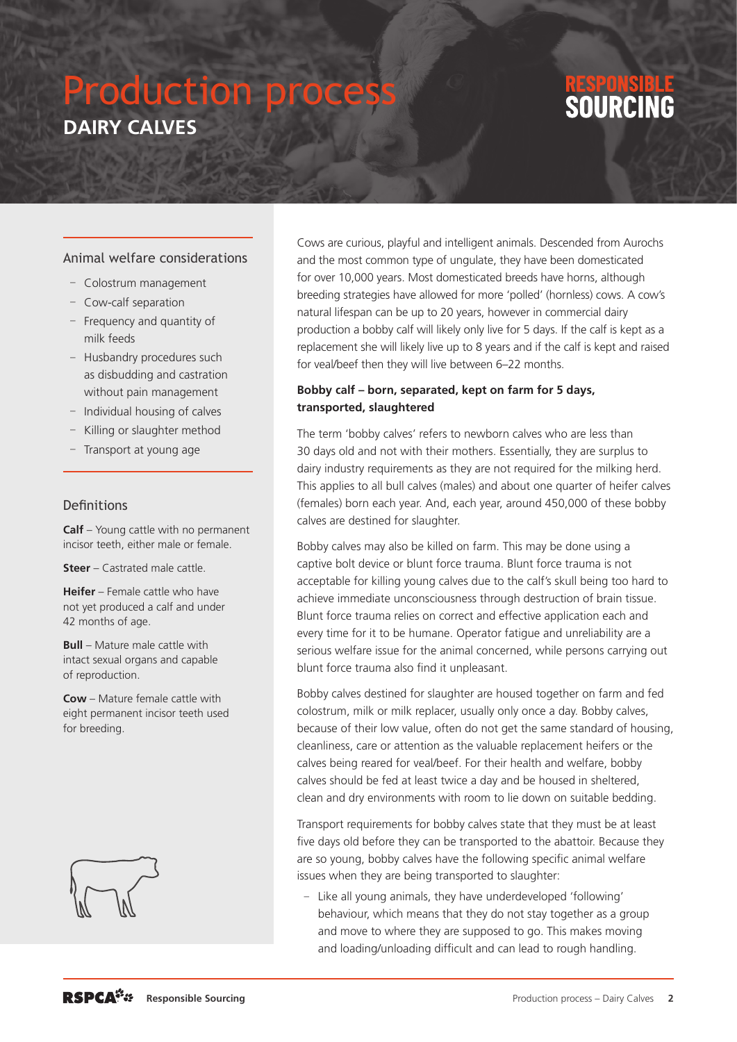# Production process

## DAIRY CALVES

RESPONSIBLE SOURCING

### Animal welfare considerations

- Colostrum management
- Cow-calf separation
- Frequency and quantity of milk feeds
- Husbandry procedures such as disbudding and castration without pain management
- Individual housing of calves
- Killing or slaughter method
- Transport at young age

### Definitions

**Calf** – Young cattle with no permanent incisor teeth, either male or female.

**Steer** – Castrated male cattle.

**Heifer** – Female cattle who have not yet produced a calf and under 42 months of age.

**Bull** – Mature male cattle with intact sexual organs and capable of reproduction.

**Cow** – Mature female cattle with eight permanent incisor teeth used for breeding.

Cows are curious, playful and intelligent animals. Descended from Aurochs and the most common type of ungulate, they have been domesticated for over 10,000 years. Most domesticated breeds have horns, although breeding strategies have allowed for more 'polled' (hornless) cows. A cow's natural lifespan can be up to 20 years, however in commercial dairy production a bobby calf will likely only live for 5 days. If the calf is kept as a replacement she will likely live up to 8 years and if the calf is kept and raised for veal/beef then they will live between 6–22 months.

**Bobby calf – born, separated, kept on farm for 5 days, transported, slaughtered**

The term 'bobby calves' refers to newborn calves who are less than 30 days old and not with their mothers. Essentially, they are surplus to dairy industry requirements as they are not required for the milking herd. This applies to all bull calves (males) and about one quarter of heifer calves (females) born each year. And, each year, around 450,000 of these bobby calves are destined for slaughter.

Bobby calves may also be killed on farm. This may be done using a captive bolt device or blunt force trauma. Blunt force trauma is not acceptable for killing young calves due to the calf's skull being too hard to achieve immediate unconsciousness through destruction of brain tissue. Blunt force trauma relies on correct and effective application each and every time for it to be humane. Operator fatigue and unreliability are a serious welfare issue for the animal concerned, while persons carrying out blunt force trauma also find it unpleasant.

Bobby calves destined for slaughter are housed together on farm and fed colostrum, milk or milk replacer, usually only once a day. Bobby calves, because of their low value, often do not get the same standard of housing, cleanliness, care or attention as the valuable replacement heifers or the calves being reared for veal/beef. For their health and welfare, bobby calves should be fed at least twice a day and be housed in sheltered, clean and dry environments with room to lie down on suitable bedding.

Transport requirements for bobby calves state that they must be at least five days old before they can be transported to the abattoir. Because they are so young, bobby calves have the following specific animal welfare issues when they are being transported to slaughter:

- Like all young animals, they have underdeveloped 'following' behaviour, which means that they do not stay together as a group and move to where they are supposed to go. This makes moving and loading/unloading difficult and can lead to rough handling.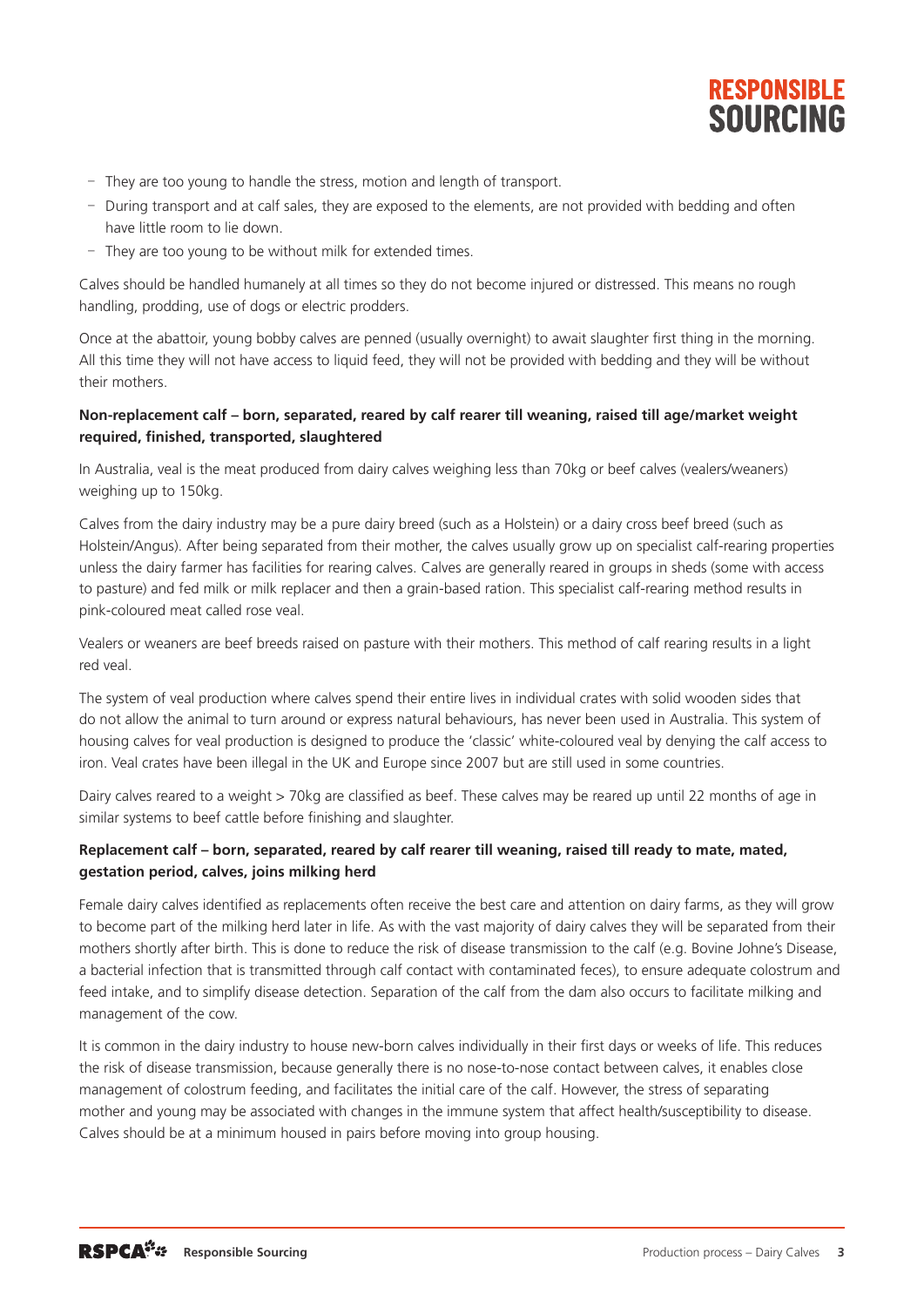- They are too young to handle the stress, motion and length of transport.
- During transport and at calf sales, they are exposed to the elements, are not provided with bedding and often have little room to lie down.
- They are too young to be without milk for extended times.

Calves should be handled humanely at all times so they do not become injured or distressed. This means no rough handling, prodding, use of dogs or electric prodders.

Once at the abattoir, young bobby calves are penned (usually overnight) to await slaughter first thing in the morning. All this time they will not have access to liquid feed, they will not be provided with bedding and they will be without their mothers.

**Non-replacement calf – born, separated, reared by calf rearer till weaning, raised till age/market weight required, finished, transported, slaughtered**

In Australia, veal is the meat produced from dairy calves weighing less than 70kg or beef calves (vealers/weaners) weighing up to 150kg.

Calves from the dairy industry may be a pure dairy breed (such as a Holstein) or a dairy cross beef breed (such as Holstein/Angus). After being separated from their mother, the calves usually grow up on specialist calf-rearing properties unless the dairy farmer has facilities for rearing calves. Calves are generally reared in groups in sheds (some with access to pasture) and fed milk or milk replacer and then a grain-based ration. This specialist calf-rearing method results in pink-coloured meat called rose veal.

Vealers or weaners are beef breeds raised on pasture with their mothers. This method of calf rearing results in a light red veal.

The system of veal production where calves spend their entire lives in individual crates with solid wooden sides that do not allow the animal to turn around or express natural behaviours, has never been used in Australia. This system of housing calves for veal production is designed to produce the 'classic' white-coloured veal by denying the calf access to iron. Veal crates have been illegal in the UK and Europe since 2007 but are still used in some countries.

Dairy calves reared to a weight > 70kg are classified as beef. These calves may be reared up until 22 months of age in similar systems to beef cattle before finishing and slaughter.

**Replacement calf – born, separated, reared by calf rearer till weaning, raised till ready to mate, mated, gestation period, calves, joins milking herd**

Female dairy calves identified as replacements often receive the best care and attention on dairy farms, as they will grow to become part of the milking herd later in life. As with the vast majority of dairy calves they will be separated from their mothers shortly after birth. This is done to reduce the risk of disease transmission to the calf (e.g. Bovine Johne's Disease, a bacterial infection that is transmitted through calf contact with contaminated feces), to ensure adequate colostrum and feed intake, and to simplify disease detection. Separation of the calf from the dam also occurs to facilitate milking and management of the cow.

It is common in the dairy industry to house new-born calves individually in their first days or weeks of life. This reduces the risk of disease transmission, because generally there is no nose-to-nose contact between calves, it enables close management of colostrum feeding, and facilitates the initial care of the calf. However, the stress of separating mother and young may be associated with changes in the immune system that affect health/susceptibility to disease. Calves should be at a minimum housed in pairs before moving into group housing.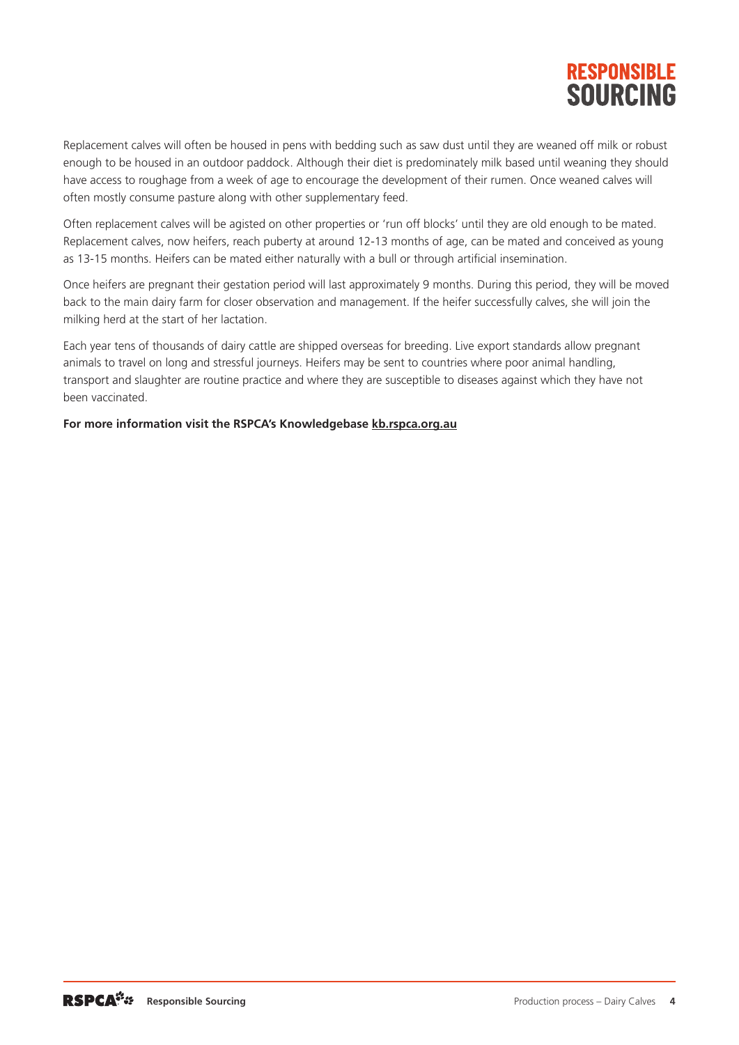Replacement calves will often be housed in pens with bedding such as saw dust until they are weaned off milk or robust enough to be housed in an outdoor paddock. Although their diet is predominately milk based until weaning they should have access to roughage from a week of age to encourage the development of their rumen. Once weaned calves will often mostly consume pasture along with other supplementary feed.

Often replacement calves will be agisted on other properties or 'run off blocks' until they are old enough to be mated. Replacement calves, now heifers, reach puberty at around 12-13 months of age, can be mated and conceived as young as 13-15 months. Heifers can be mated either naturally with a bull or through artificial insemination.

Once heifers are pregnant their gestation period will last approximately 9 months. During this period, they will be moved back to the main dairy farm for closer observation and management. If the heifer successfully calves, she will join the milking herd at the start of her lactation.

Each year tens of thousands of dairy cattle are shipped overseas for breeding. Live export standards allow pregnant animals to travel on long and stressful journeys. Heifers may be sent to countries where poor animal handling, transport and slaughter are routine practice and where they are susceptible to diseases against which they have not been vaccinated.

**For more information visit the RSPCA's Knowledgebase kb.rspca.org.au**